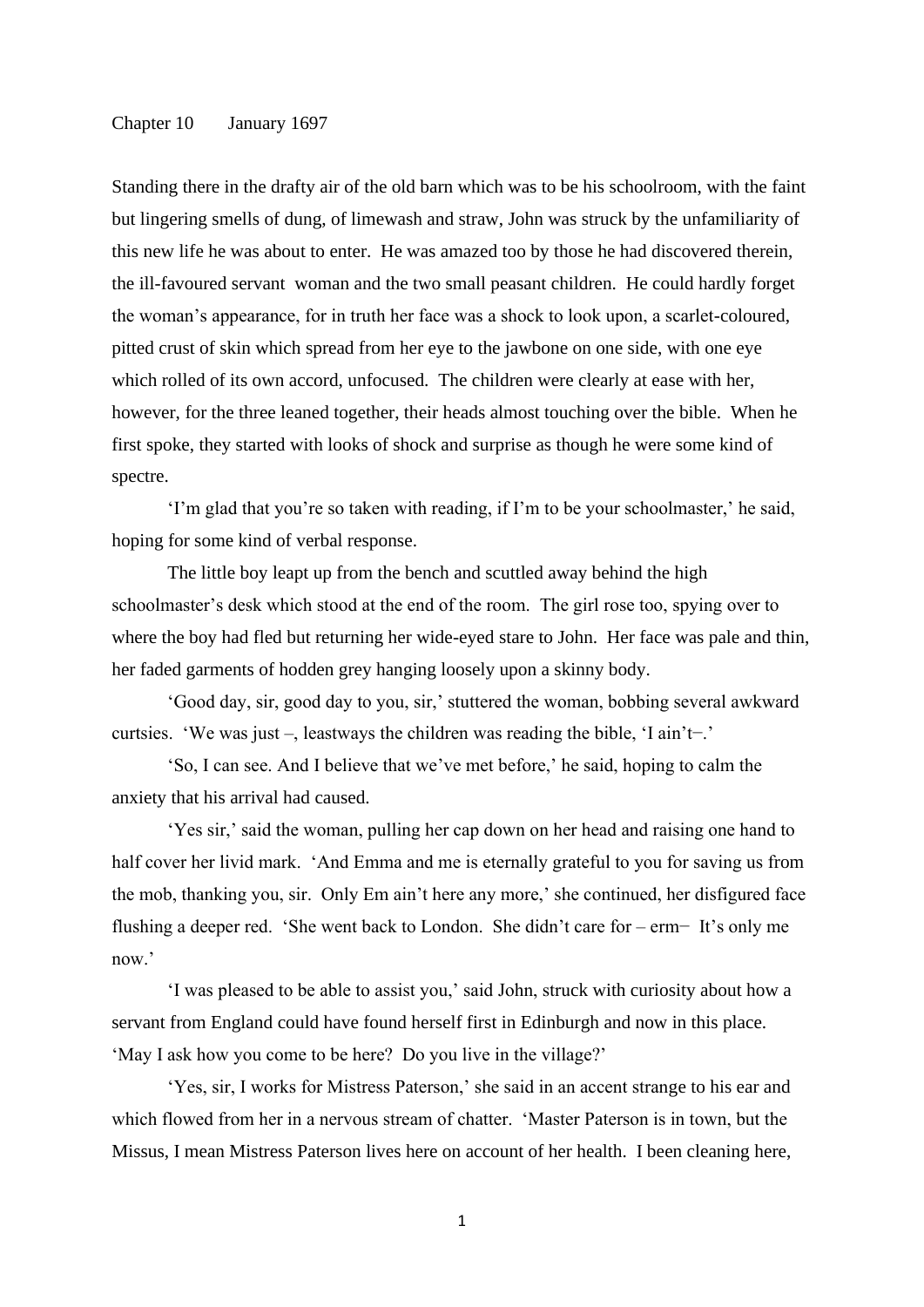Chapter 10 January 1697

Standing there in the drafty air of the old barn which was to be his schoolroom, with the faint but lingering smells of dung, of limewash and straw, John was struck by the unfamiliarity of this new life he was about to enter. He was amazed too by those he had discovered therein, the ill-favoured servant woman and the two small peasant children. He could hardly forget the woman's appearance, for in truth her face was a shock to look upon, a scarlet-coloured, pitted crust of skin which spread from her eye to the jawbone on one side, with one eye which rolled of its own accord, unfocused. The children were clearly at ease with her, however, for the three leaned together, their heads almost touching over the bible. When he first spoke, they started with looks of shock and surprise as though he were some kind of spectre.

'I'm glad that you're so taken with reading, if I'm to be your schoolmaster,' he said, hoping for some kind of verbal response.

The little boy leapt up from the bench and scuttled away behind the high schoolmaster's desk which stood at the end of the room. The girl rose too, spying over to where the boy had fled but returning her wide-eyed stare to John. Her face was pale and thin, her faded garments of hodden grey hanging loosely upon a skinny body.

'Good day, sir, good day to you, sir,' stuttered the woman, bobbing several awkward curtsies. 'We was just –, leastways the children was reading the bible, 'I ain't–.'

'So, I can see. And I believe that we've met before,' he said, hoping to calm the anxiety that his arrival had caused.

'Yes sir,' said the woman, pulling her cap down on her head and raising one hand to half cover her livid mark. 'And Emma and me is eternally grateful to you for saving us from the mob, thanking you, sir. Only Em ain't here any more,' she continued, her disfigured face flushing a deeper red. 'She went back to London. She didn't care for – erm– It's only me now.'

'I was pleased to be able to assist you,' said John, struck with curiosity about how a servant from England could have found herself first in Edinburgh and now in this place. 'May I ask how you come to be here? Do you live in the village?'

'Yes, sir, I works for Mistress Paterson,' she said in an accent strange to his ear and which flowed from her in a nervous stream of chatter. 'Master Paterson is in town, but the Missus, I mean Mistress Paterson lives here on account of her health. I been cleaning here,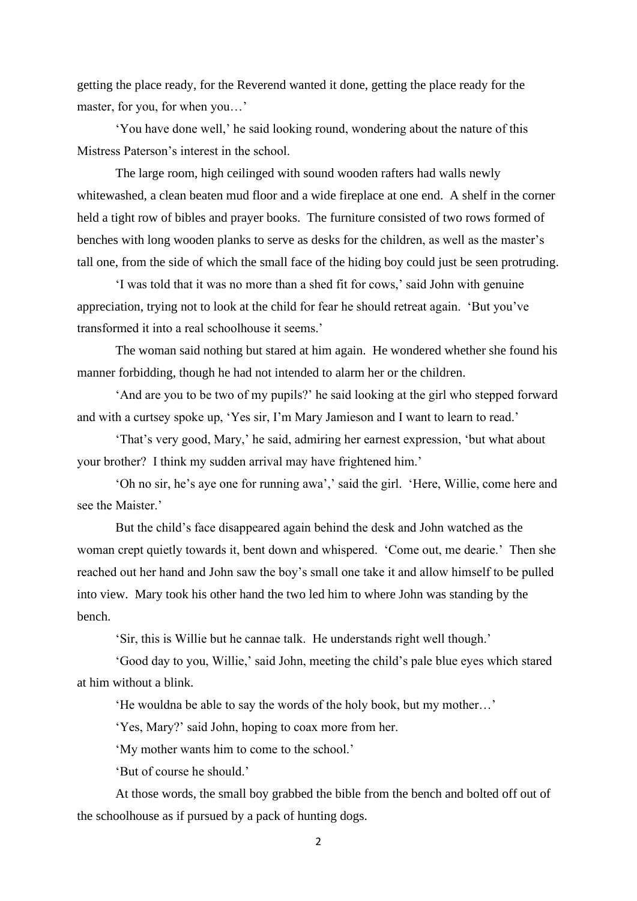getting the place ready, for the Reverend wanted it done, getting the place ready for the master, for you, for when you…'

'You have done well,' he said looking round, wondering about the nature of this Mistress Paterson's interest in the school.

The large room, high ceilinged with sound wooden rafters had walls newly whitewashed, a clean beaten mud floor and a wide fireplace at one end. A shelf in the corner held a tight row of bibles and prayer books. The furniture consisted of two rows formed of benches with long wooden planks to serve as desks for the children, as well as the master's tall one, from the side of which the small face of the hiding boy could just be seen protruding.

'I was told that it was no more than a shed fit for cows,' said John with genuine appreciation, trying not to look at the child for fear he should retreat again. 'But you've transformed it into a real schoolhouse it seems.'

The woman said nothing but stared at him again. He wondered whether she found his manner forbidding, though he had not intended to alarm her or the children.

'And are you to be two of my pupils?' he said looking at the girl who stepped forward and with a curtsey spoke up, 'Yes sir, I'm Mary Jamieson and I want to learn to read.'

'That's very good, Mary,' he said, admiring her earnest expression, 'but what about your brother? I think my sudden arrival may have frightened him.'

'Oh no sir, he's aye one for running awa',' said the girl. 'Here, Willie, come here and see the Maister.'

But the child's face disappeared again behind the desk and John watched as the woman crept quietly towards it, bent down and whispered. 'Come out, me dearie.' Then she reached out her hand and John saw the boy's small one take it and allow himself to be pulled into view. Mary took his other hand the two led him to where John was standing by the bench.

'Sir, this is Willie but he cannae talk. He understands right well though.'

'Good day to you, Willie,' said John, meeting the child's pale blue eyes which stared at him without a blink.

'He wouldna be able to say the words of the holy book, but my mother…'

'Yes, Mary?' said John, hoping to coax more from her.

'My mother wants him to come to the school.'

'But of course he should.'

At those words, the small boy grabbed the bible from the bench and bolted off out of the schoolhouse as if pursued by a pack of hunting dogs.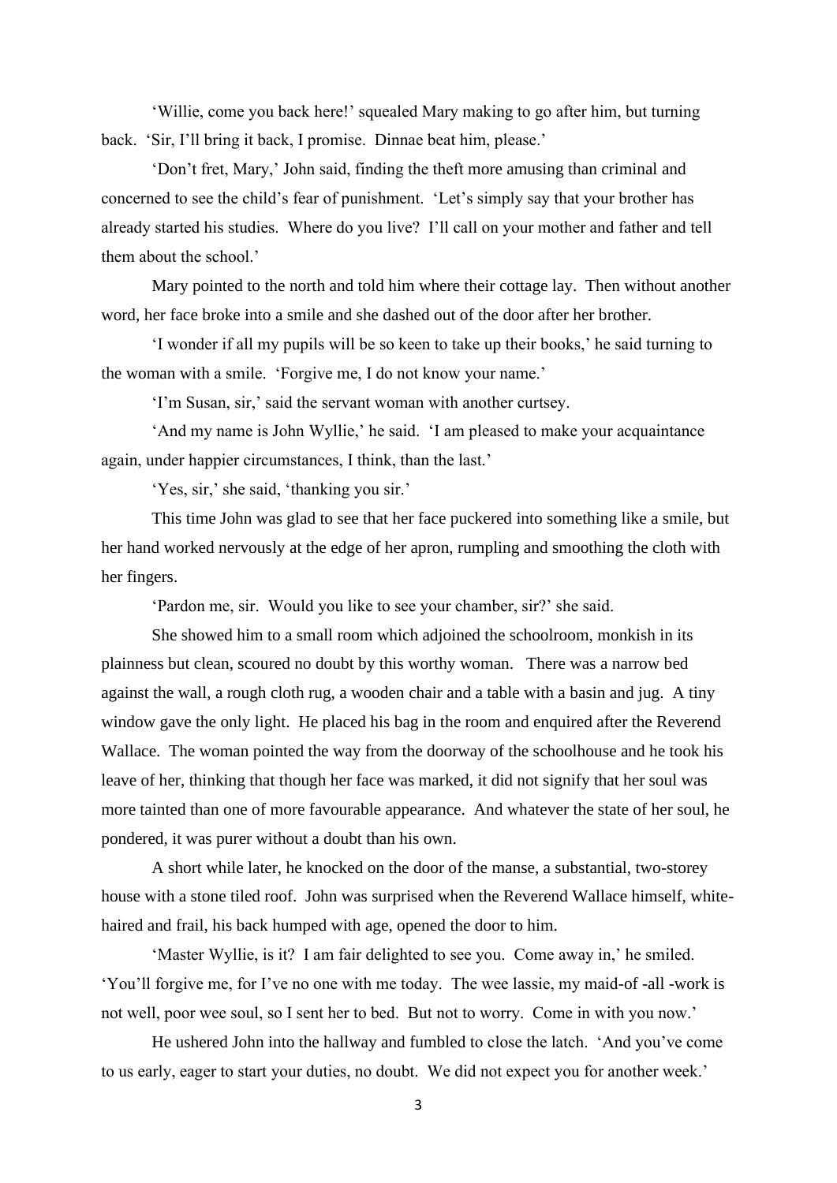'Willie, come you back here!' squealed Mary making to go after him, but turning back. 'Sir, I'll bring it back, I promise. Dinnae beat him, please.'

'Don't fret, Mary,' John said, finding the theft more amusing than criminal and concerned to see the child's fear of punishment. 'Let's simply say that your brother has already started his studies. Where do you live? I'll call on your mother and father and tell them about the school.'

Mary pointed to the north and told him where their cottage lay. Then without another word, her face broke into a smile and she dashed out of the door after her brother.

'I wonder if all my pupils will be so keen to take up their books,' he said turning to the woman with a smile. 'Forgive me, I do not know your name.'

'I'm Susan, sir,' said the servant woman with another curtsey.

'And my name is John Wyllie,' he said. 'I am pleased to make your acquaintance again, under happier circumstances, I think, than the last.'

'Yes, sir,' she said, 'thanking you sir.'

This time John was glad to see that her face puckered into something like a smile, but her hand worked nervously at the edge of her apron, rumpling and smoothing the cloth with her fingers.

'Pardon me, sir. Would you like to see your chamber, sir?' she said.

She showed him to a small room which adjoined the schoolroom, monkish in its plainness but clean, scoured no doubt by this worthy woman. There was a narrow bed against the wall, a rough cloth rug, a wooden chair and a table with a basin and jug. A tiny window gave the only light. He placed his bag in the room and enquired after the Reverend Wallace. The woman pointed the way from the doorway of the schoolhouse and he took his leave of her, thinking that though her face was marked, it did not signify that her soul was more tainted than one of more favourable appearance. And whatever the state of her soul, he pondered, it was purer without a doubt than his own.

A short while later, he knocked on the door of the manse, a substantial, two-storey house with a stone tiled roof. John was surprised when the Reverend Wallace himself, white-haired and frail, his back humped with age, opened the door to him.

'Master Wyllie, is it? I am fair delighted to see you. Come away in,' he smiled. 'You'll forgive me, for I've no one with me today. The wee lassie, my maid-of -all -work is not well, poor wee soul, so I sent her to bed. But not to worry. Come in with you now.'

He ushered John into the hallway and fumbled to close the latch. 'And you've come to us early, eager to start your duties, no doubt. We did not expect you for another week.'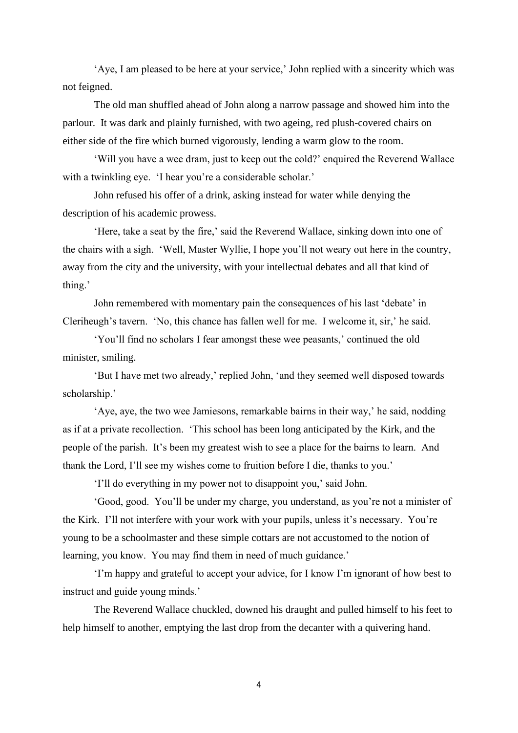'Aye, I am pleased to be here at your service,' John replied with a sincerity which was not feigned.

The old man shuffled ahead of John along a narrow passage and showed him into the parlour. It was dark and plainly furnished, with two ageing, red plush-covered chairs on either side of the fire which burned vigorously, lending a warm glow to the room.

'Will you have a wee dram, just to keep out the cold?' enquired the Reverend Wallace with a twinkling eye. 'I hear you're a considerable scholar.'

John refused his offer of a drink, asking instead for water while denying the description of his academic prowess.

'Here, take a seat by the fire,' said the Reverend Wallace, sinking down into one of the chairs with a sigh. 'Well, Master Wyllie, I hope you'll not weary out here in the country, away from the city and the university, with your intellectual debates and all that kind of thing.'

John remembered with momentary pain the consequences of his last 'debate' in Cleriheugh's tavern. 'No, this chance has fallen well for me. I welcome it, sir,' he said.

'You'll find no scholars I fear amongst these wee peasants,' continued the old minister, smiling.

'But I have met two already,' replied John, 'and they seemed well disposed towards scholarship.'

'Aye, aye, the two wee Jamiesons, remarkable bairns in their way,' he said, nodding as if at a private recollection. 'This school has been long anticipated by the Kirk, and the people of the parish. It's been my greatest wish to see a place for the bairns to learn. And thank the Lord, I'll see my wishes come to fruition before I die, thanks to you.'

'I'll do everything in my power not to disappoint you,' said John.

'Good, good. You'll be under my charge, you understand, as you're not a minister of the Kirk. I'll not interfere with your work with your pupils, unless it's necessary. You're young to be a schoolmaster and these simple cottars are not accustomed to the notion of learning, you know. You may find them in need of much guidance.'

'I'm happy and grateful to accept your advice, for I know I'm ignorant of how best to instruct and guide young minds.'

The Reverend Wallace chuckled, downed his draught and pulled himself to his feet to help himself to another, emptying the last drop from the decanter with a quivering hand.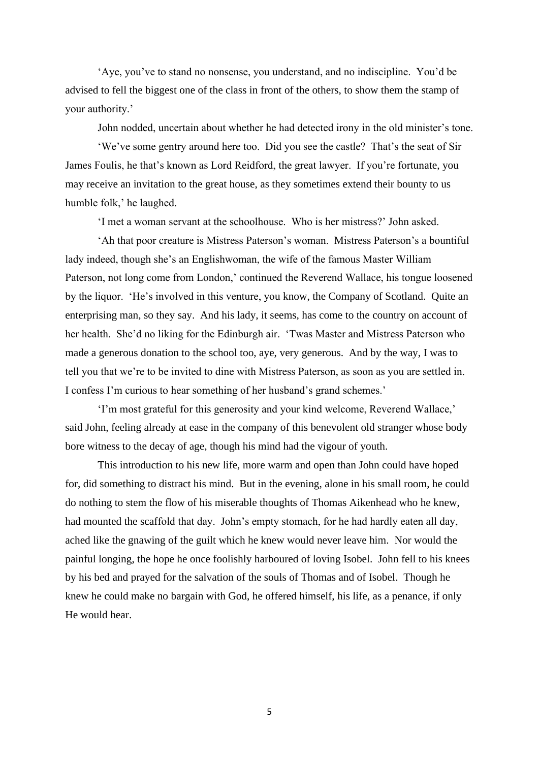'Aye, you've to stand no nonsense, you understand, and no indiscipline. You'd be advised to fell the biggest one of the class in front of the others, to show them the stamp of your authority.'

John nodded, uncertain about whether he had detected irony in the old minister's tone.

'We've some gentry around here too. Did you see the castle? That's the seat of Sir James Foulis, he that's known as Lord Reidford, the great lawyer. If you're fortunate, you may receive an invitation to the great house, as they sometimes extend their bounty to us humble folk,' he laughed.

'I met a woman servant at the schoolhouse. Who is her mistress?' John asked.

'Ah that poor creature is Mistress Paterson's woman. Mistress Paterson's a bountiful lady indeed, though she's an Englishwoman, the wife of the famous Master William Paterson, not long come from London,' continued the Reverend Wallace, his tongue loosened by the liquor. 'He's involved in this venture, you know, the Company of Scotland. Quite an enterprising man, so they say. And his lady, it seems, has come to the country on account of her health. She'd no liking for the Edinburgh air. 'Twas Master and Mistress Paterson who made a generous donation to the school too, aye, very generous. And by the way, I was to tell you that we're to be invited to dine with Mistress Paterson, as soon as you are settled in. I confess I'm curious to hear something of her husband's grand schemes.'

'I'm most grateful for this generosity and your kind welcome, Reverend Wallace,' said John, feeling already at ease in the company of this benevolent old stranger whose body bore witness to the decay of age, though his mind had the vigour of youth.

This introduction to his new life, more warm and open than John could have hoped for, did something to distract his mind. But in the evening, alone in his small room, he could do nothing to stem the flow of his miserable thoughts of Thomas Aikenhead who he knew, had mounted the scaffold that day. John's empty stomach, for he had hardly eaten all day, ached like the gnawing of the guilt which he knew would never leave him. Nor would the painful longing, the hope he once foolishly harboured of loving Isobel. John fell to his knees by his bed and prayed for the salvation of the souls of Thomas and of Isobel. Though he knew he could make no bargain with God, he offered himself, his life, as a penance, if only He would hear.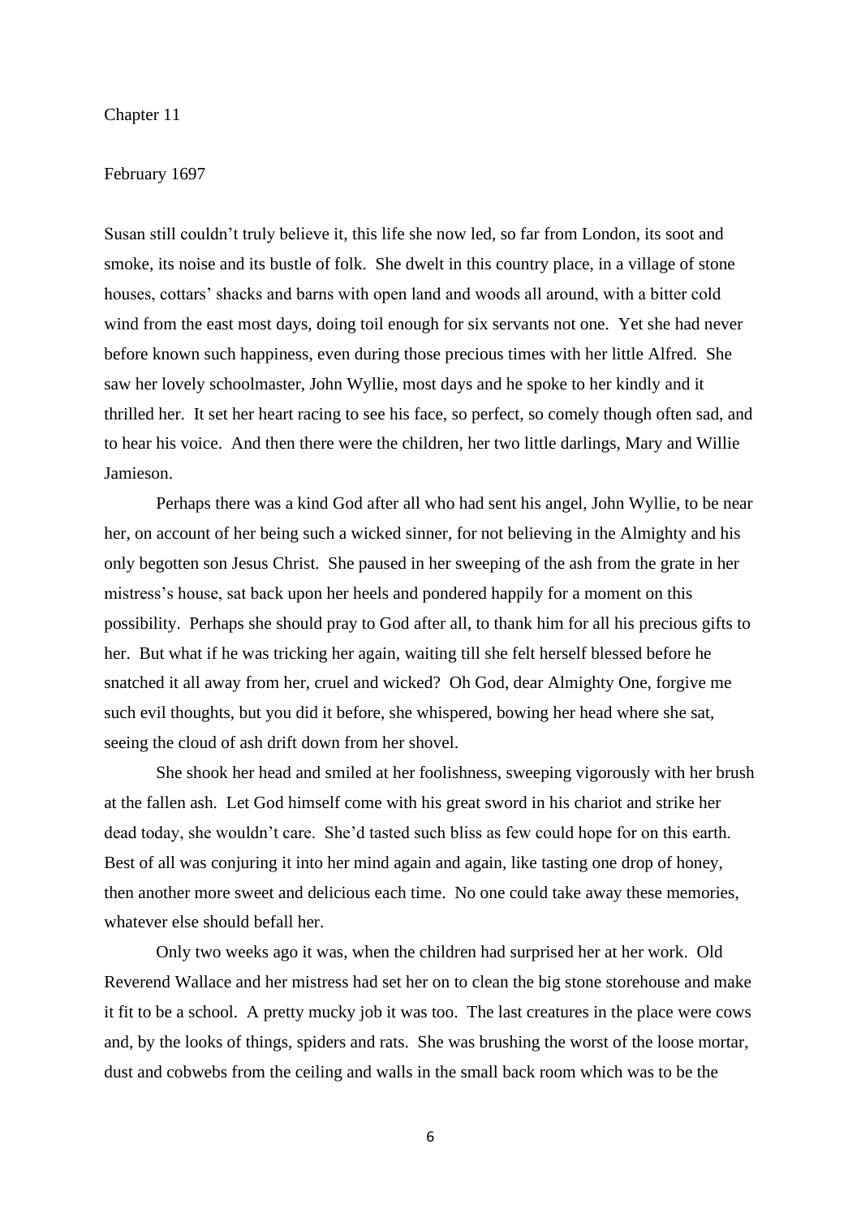# Chapter 11

February 1697

Susan still couldn't truly believe it, this life she now led, so far from London, its soot and smoke, its noise and its bustle of folk. She dwelt in this country place, in a village of stone houses, cottars' shacks and barns with open land and woods all around, with a bitter cold wind from the east most days, doing toil enough for six servants not one. Yet she had never before known such happiness, even during those precious times with her little Alfred. She saw her lovely schoolmaster, John Wyllie, most days and he spoke to her kindly and it thrilled her. It set her heart racing to see his face, so perfect, so comely though often sad, and to hear his voice. And then there were the children, her two little darlings, Mary and Willie Jamieson.

Perhaps there was a kind God after all who had sent his angel, John Wyllie, to be near her, on account of her being such a wicked sinner, for not believing in the Almighty and his only begotten son Jesus Christ. She paused in her sweeping of the ash from the grate in her mistress's house, sat back upon her heels and pondered happily for a moment on this possibility. Perhaps she should pray to God after all, to thank him for all his precious gifts to her. But what if he was tricking her again, waiting till she felt herself blessed before he snatched it all away from her, cruel and wicked? Oh God, dear Almighty One, forgive me such evil thoughts, but you did it before, she whispered, bowing her head where she sat, seeing the cloud of ash drift down from her shovel.

She shook her head and smiled at her foolishness, sweeping vigorously with her brush at the fallen ash. Let God himself come with his great sword in his chariot and strike her dead today, she wouldn't care. She'd tasted such bliss as few could hope for on this earth. Best of all was conjuring it into her mind again and again, like tasting one drop of honey, then another more sweet and delicious each time. No one could take away these memories, whatever else should befall her.

Only two weeks ago it was, when the children had surprised her at her work. Old Reverend Wallace and her mistress had set her on to clean the big stone storehouse and make it fit to be a school. A pretty mucky job it was too. The last creatures in the place were cows and, by the looks of things, spiders and rats. She was brushing the worst of the loose mortar, dust and cobwebs from the ceiling and walls in the small back room which was to be the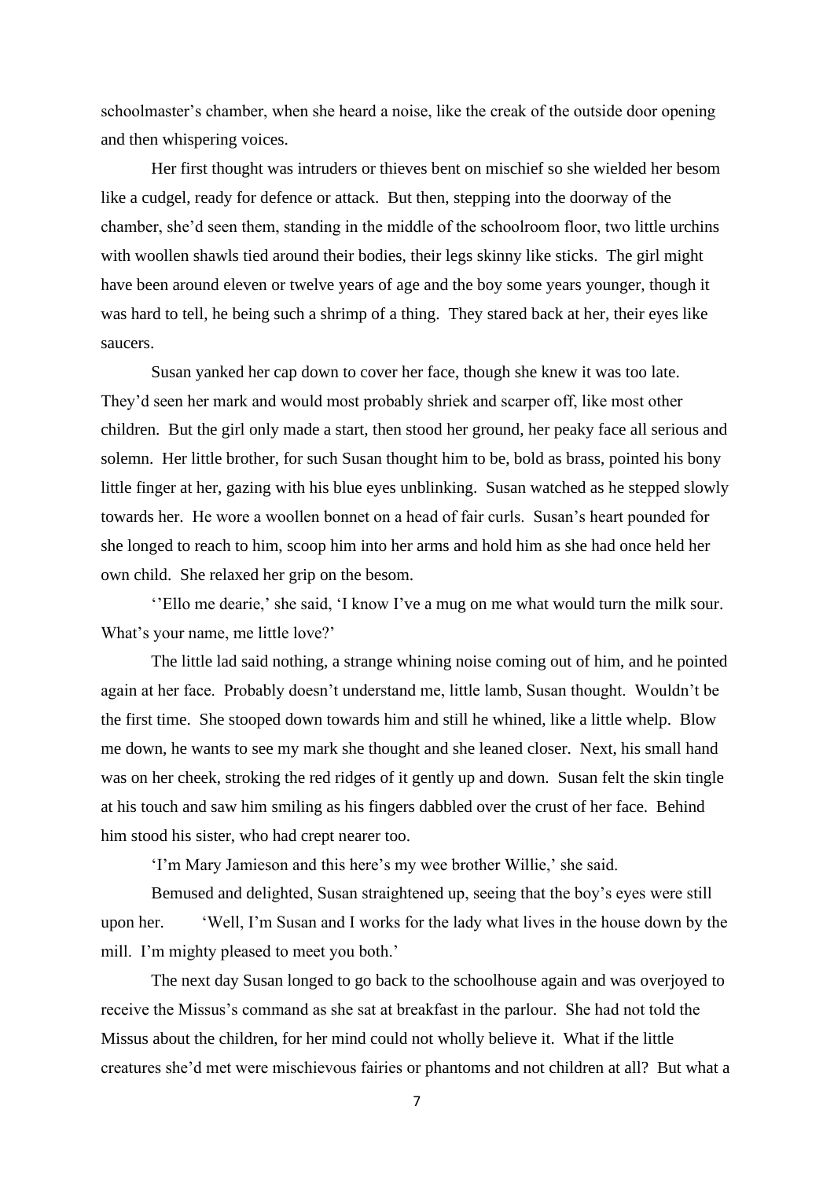schoolmaster's chamber, when she heard a noise, like the creak of the outside door opening and then whispering voices.

Her first thought was intruders or thieves bent on mischief so she wielded her besom like a cudgel, ready for defence or attack. But then, stepping into the doorway of the chamber, she'd seen them, standing in the middle of the schoolroom floor, two little urchins with woollen shawls tied around their bodies, their legs skinny like sticks. The girl might have been around eleven or twelve years of age and the boy some years younger, though it was hard to tell, he being such a shrimp of a thing. They stared back at her, their eyes like saucers.

Susan yanked her cap down to cover her face, though she knew it was too late. They'd seen her mark and would most probably shriek and scarper off, like most other children. But the girl only made a start, then stood her ground, her peaky face all serious and solemn. Her little brother, for such Susan thought him to be, bold as brass, pointed his bony little finger at her, gazing with his blue eyes unblinking. Susan watched as he stepped slowly towards her. He wore a woollen bonnet on a head of fair curls. Susan's heart pounded for she longed to reach to him, scoop him into her arms and hold him as she had once held her own child. She relaxed her grip on the besom.

''Ello me dearie,' she said, 'I know I've a mug on me what would turn the milk sour. What's your name, me little love?'

The little lad said nothing, a strange whining noise coming out of him, and he pointed again at her face. Probably doesn't understand me, little lamb, Susan thought. Wouldn't be the first time. She stooped down towards him and still he whined, like a little whelp. Blow me down, he wants to see my mark she thought and she leaned closer. Next, his small hand was on her cheek, stroking the red ridges of it gently up and down. Susan felt the skin tingle at his touch and saw him smiling as his fingers dabbled over the crust of her face. Behind him stood his sister, who had crept nearer too.

'I'm Mary Jamieson and this here's my wee brother Willie,' she said.

Bemused and delighted, Susan straightened up, seeing that the boy's eyes were still upon her. 'Well, I'm Susan and I works for the lady what lives in the house down by the mill. I'm mighty pleased to meet you both.'

The next day Susan longed to go back to the schoolhouse again and was overjoyed to receive the Missus's command as she sat at breakfast in the parlour. She had not told the Missus about the children, for her mind could not wholly believe it. What if the little creatures she'd met were mischievous fairies or phantoms and not children at all? But what a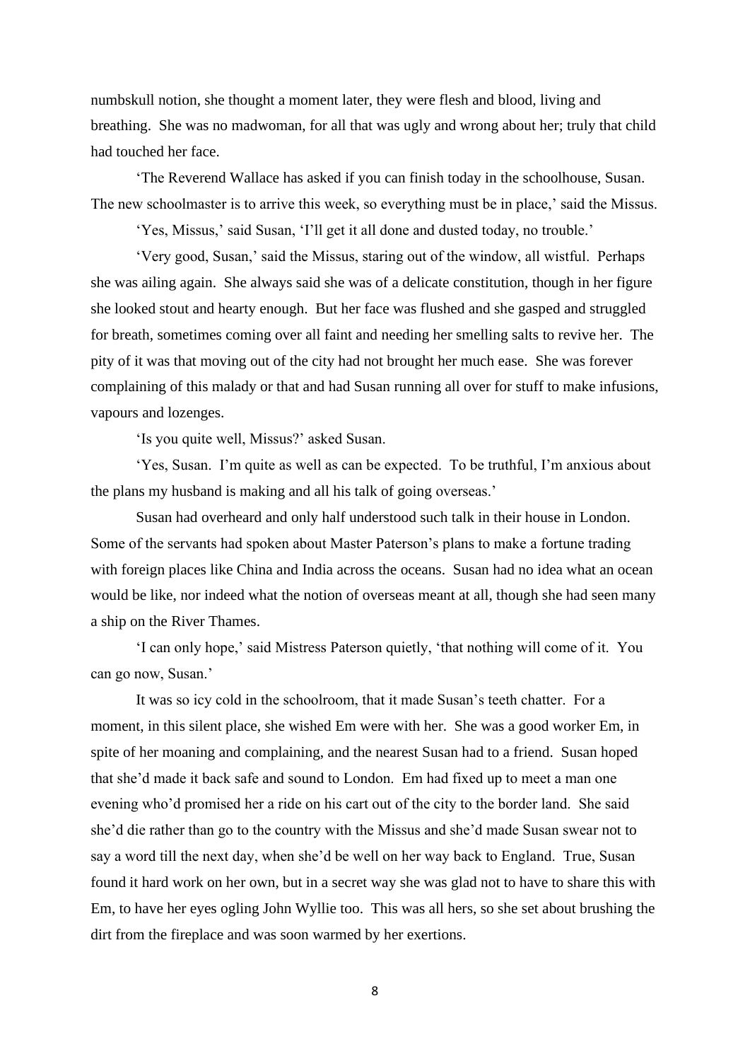numbskull notion, she thought a moment later, they were flesh and blood, living and breathing. She was no madwoman, for all that was ugly and wrong about her; truly that child had touched her face.

'The Reverend Wallace has asked if you can finish today in the schoolhouse, Susan. The new schoolmaster is to arrive this week, so everything must be in place,' said the Missus.

'Yes, Missus,' said Susan, 'I'll get it all done and dusted today, no trouble.'

'Very good, Susan,' said the Missus, staring out of the window, all wistful. Perhaps she was ailing again. She always said she was of a delicate constitution, though in her figure she looked stout and hearty enough. But her face was flushed and she gasped and struggled for breath, sometimes coming over all faint and needing her smelling salts to revive her. The pity of it was that moving out of the city had not brought her much ease. She was forever complaining of this malady or that and had Susan running all over for stuff to make infusions, vapours and lozenges.

'Is you quite well, Missus?' asked Susan.

'Yes, Susan. I'm quite as well as can be expected. To be truthful, I'm anxious about the plans my husband is making and all his talk of going overseas.'

Susan had overheard and only half understood such talk in their house in London. Some of the servants had spoken about Master Paterson's plans to make a fortune trading with foreign places like China and India across the oceans. Susan had no idea what an ocean would be like, nor indeed what the notion of overseas meant at all, though she had seen many a ship on the River Thames.

'I can only hope,' said Mistress Paterson quietly, 'that nothing will come of it. You can go now, Susan.'

It was so icy cold in the schoolroom, that it made Susan's teeth chatter. For a moment, in this silent place, she wished Em were with her. She was a good worker Em, in spite of her moaning and complaining, and the nearest Susan had to a friend. Susan hoped that she'd made it back safe and sound to London. Em had fixed up to meet a man one evening who'd promised her a ride on his cart out of the city to the border land. She said she'd die rather than go to the country with the Missus and she'd made Susan swear not to say a word till the next day, when she'd be well on her way back to England. True, Susan found it hard work on her own, but in a secret way she was glad not to have to share this with Em, to have her eyes ogling John Wyllie too. This was all hers, so she set about brushing the dirt from the fireplace and was soon warmed by her exertions.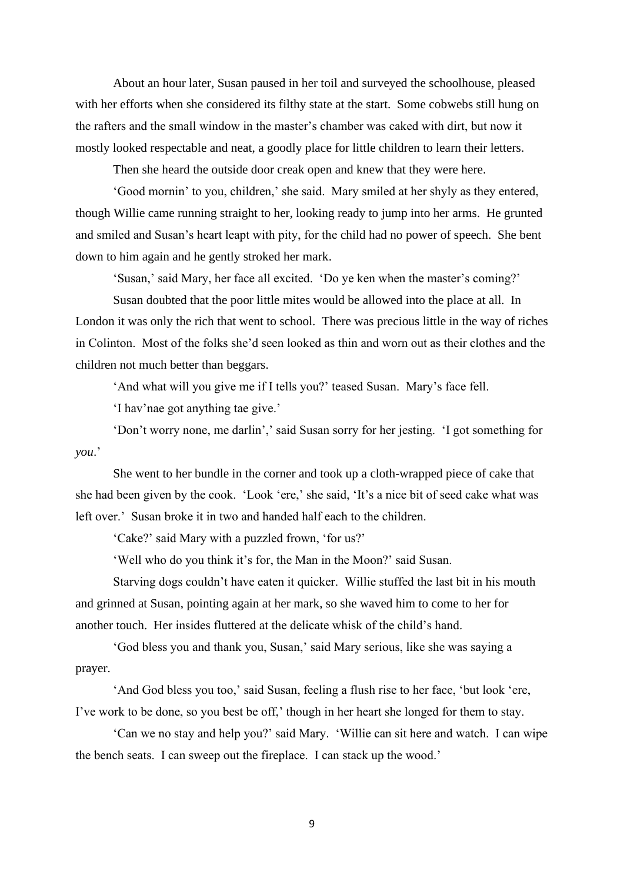About an hour later, Susan paused in her toil and surveyed the schoolhouse, pleased with her efforts when she considered its filthy state at the start. Some cobwebs still hung on the rafters and the small window in the master's chamber was caked with dirt, but now it mostly looked respectable and neat, a goodly place for little children to learn their letters.

Then she heard the outside door creak open and knew that they were here.

'Good mornin' to you, children,' she said. Mary smiled at her shyly as they entered, though Willie came running straight to her, looking ready to jump into her arms. He grunted and smiled and Susan's heart leapt with pity, for the child had no power of speech. She bent down to him again and he gently stroked her mark.

'Susan,' said Mary, her face all excited. 'Do ye ken when the master's coming?'

Susan doubted that the poor little mites would be allowed into the place at all. In London it was only the rich that went to school. There was precious little in the way of riches in Colinton. Most of the folks she'd seen looked as thin and worn out as their clothes and the children not much better than beggars.

'And what will you give me if I tells you?' teased Susan. Mary's face fell.

'I hav'nae got anything tae give.'

'Don't worry none, me darlin',' said Susan sorry for her jesting. 'I got something for *you*.'

She went to her bundle in the corner and took up a cloth-wrapped piece of cake that she had been given by the cook. 'Look 'ere,' she said, 'It's a nice bit of seed cake what was left over.' Susan broke it in two and handed half each to the children.

'Cake?' said Mary with a puzzled frown, 'for us?'

'Well who do you think it's for, the Man in the Moon?' said Susan.

Starving dogs couldn't have eaten it quicker. Willie stuffed the last bit in his mouth and grinned at Susan, pointing again at her mark, so she waved him to come to her for another touch. Her insides fluttered at the delicate whisk of the child's hand.

'God bless you and thank you, Susan,' said Mary serious, like she was saying a prayer.

'And God bless you too,' said Susan, feeling a flush rise to her face, 'but look 'ere, I've work to be done, so you best be off,' though in her heart she longed for them to stay.

'Can we no stay and help you?' said Mary. 'Willie can sit here and watch. I can wipe the bench seats. I can sweep out the fireplace. I can stack up the wood.'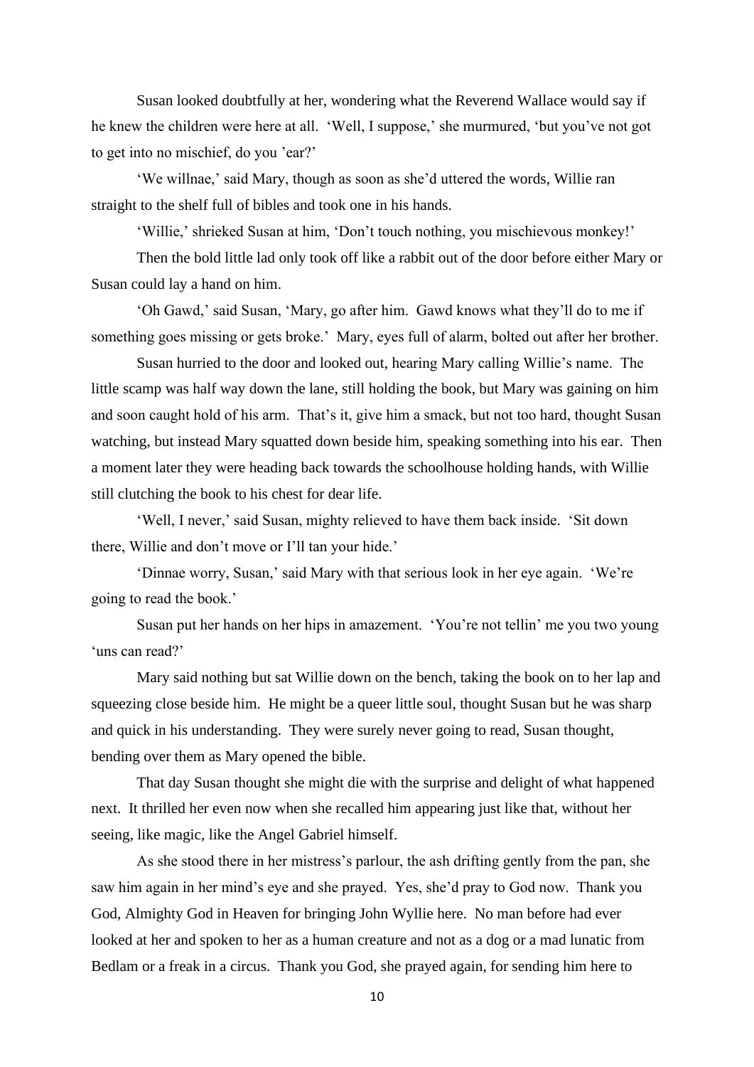Susan looked doubtfully at her, wondering what the Reverend Wallace would say if he knew the children were here at all. 'Well, I suppose,' she murmured, 'but you've not got to get into no mischief, do you 'ear?'

'We willnae,' said Mary, though as soon as she'd uttered the words, Willie ran straight to the shelf full of bibles and took one in his hands.

'Willie,' shrieked Susan at him, 'Don't touch nothing, you mischievous monkey!'

Then the bold little lad only took off like a rabbit out of the door before either Mary or Susan could lay a hand on him.

'Oh Gawd,' said Susan, 'Mary, go after him. Gawd knows what they'll do to me if something goes missing or gets broke.' Mary, eyes full of alarm, bolted out after her brother.

Susan hurried to the door and looked out, hearing Mary calling Willie's name. The little scamp was half way down the lane, still holding the book, but Mary was gaining on him and soon caught hold of his arm. That's it, give him a smack, but not too hard, thought Susan watching, but instead Mary squatted down beside him, speaking something into his ear. Then a moment later they were heading back towards the schoolhouse holding hands, with Willie still clutching the book to his chest for dear life.

'Well, I never,' said Susan, mighty relieved to have them back inside. 'Sit down there, Willie and don't move or I'll tan your hide.'

'Dinnae worry, Susan,' said Mary with that serious look in her eye again. 'We're going to read the book.'

Susan put her hands on her hips in amazement. 'You're not tellin' me you two young 'uns can read?'

Mary said nothing but sat Willie down on the bench, taking the book on to her lap and squeezing close beside him. He might be a queer little soul, thought Susan but he was sharp and quick in his understanding. They were surely never going to read, Susan thought, bending over them as Mary opened the bible.

That day Susan thought she might die with the surprise and delight of what happened next. It thrilled her even now when she recalled him appearing just like that, without her seeing, like magic, like the Angel Gabriel himself.

As she stood there in her mistress's parlour, the ash drifting gently from the pan, she saw him again in her mind's eye and she prayed. Yes, she'd pray to God now. Thank you God, Almighty God in Heaven for bringing John Wyllie here. No man before had ever looked at her and spoken to her as a human creature and not as a dog or a mad lunatic from Bedlam or a freak in a circus. Thank you God, she prayed again, for sending him here to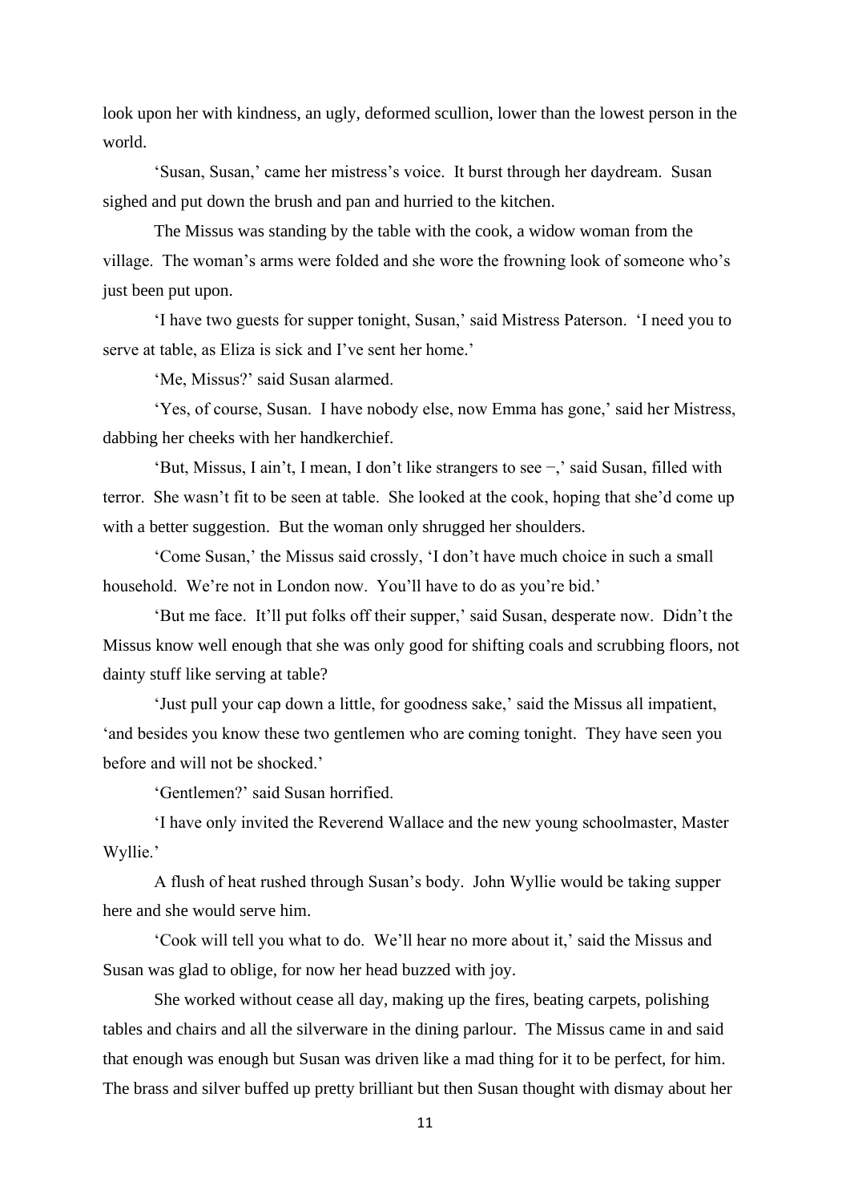look upon her with kindness, an ugly, deformed scullion, lower than the lowest person in the world.

'Susan, Susan,' came her mistress's voice. It burst through her daydream. Susan sighed and put down the brush and pan and hurried to the kitchen.

The Missus was standing by the table with the cook, a widow woman from the village. The woman's arms were folded and she wore the frowning look of someone who's just been put upon.

'I have two guests for supper tonight, Susan,' said Mistress Paterson. 'I need you to serve at table, as Eliza is sick and I've sent her home.'

'Me, Missus?' said Susan alarmed.

'Yes, of course, Susan. I have nobody else, now Emma has gone,' said her Mistress, dabbing her cheeks with her handkerchief.

'But, Missus, I ain't, I mean, I don't like strangers to see −,' said Susan, filled with terror. She wasn't fit to be seen at table. She looked at the cook, hoping that she'd come up with a better suggestion. But the woman only shrugged her shoulders.

'Come Susan,' the Missus said crossly, 'I don't have much choice in such a small household. We're not in London now. You'll have to do as you're bid.'

'But me face. It'll put folks off their supper,' said Susan, desperate now. Didn't the Missus know well enough that she was only good for shifting coals and scrubbing floors, not dainty stuff like serving at table?

'Just pull your cap down a little, for goodness sake,' said the Missus all impatient, 'and besides you know these two gentlemen who are coming tonight. They have seen you before and will not be shocked.'

'Gentlemen?' said Susan horrified.

'I have only invited the Reverend Wallace and the new young schoolmaster, Master Wyllie.'

A flush of heat rushed through Susan's body. John Wyllie would be taking supper here and she would serve him.

'Cook will tell you what to do. We'll hear no more about it,' said the Missus and Susan was glad to oblige, for now her head buzzed with joy.

She worked without cease all day, making up the fires, beating carpets, polishing tables and chairs and all the silverware in the dining parlour. The Missus came in and said that enough was enough but Susan was driven like a mad thing for it to be perfect, for him. The brass and silver buffed up pretty brilliant but then Susan thought with dismay about her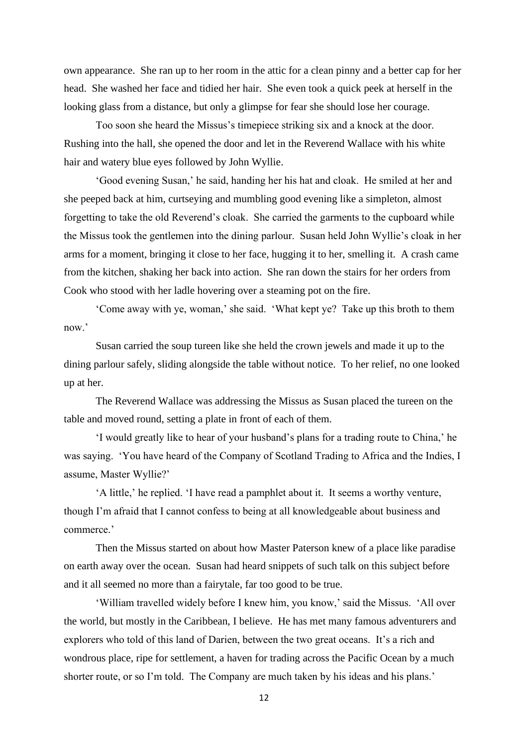own appearance. She ran up to her room in the attic for a clean pinny and a better cap for her head. She washed her face and tidied her hair. She even took a quick peek at herself in the looking glass from a distance, but only a glimpse for fear she should lose her courage.

Too soon she heard the Missus's timepiece striking six and a knock at the door. Rushing into the hall, she opened the door and let in the Reverend Wallace with his white hair and watery blue eyes followed by John Wyllie.

'Good evening Susan,' he said, handing her his hat and cloak. He smiled at her and she peeped back at him, curtseying and mumbling good evening like a simpleton, almost forgetting to take the old Reverend's cloak. She carried the garments to the cupboard while the Missus took the gentlemen into the dining parlour. Susan held John Wyllie's cloak in her arms for a moment, bringing it close to her face, hugging it to her, smelling it. A crash came from the kitchen, shaking her back into action. She ran down the stairs for her orders from Cook who stood with her ladle hovering over a steaming pot on the fire.

'Come away with ye, woman,' she said. 'What kept ye? Take up this broth to them now.'

Susan carried the soup tureen like she held the crown jewels and made it up to the dining parlour safely, sliding alongside the table without notice. To her relief, no one looked up at her.

The Reverend Wallace was addressing the Missus as Susan placed the tureen on the table and moved round, setting a plate in front of each of them.

'I would greatly like to hear of your husband's plans for a trading route to China,' he was saying. 'You have heard of the Company of Scotland Trading to Africa and the Indies, I assume, Master Wyllie?'

'A little,' he replied. 'I have read a pamphlet about it. It seems a worthy venture, though I'm afraid that I cannot confess to being at all knowledgeable about business and commerce.'

Then the Missus started on about how Master Paterson knew of a place like paradise on earth away over the ocean. Susan had heard snippets of such talk on this subject before and it all seemed no more than a fairytale, far too good to be true.

'William travelled widely before I knew him, you know,' said the Missus. 'All over the world, but mostly in the Caribbean, I believe. He has met many famous adventurers and explorers who told of this land of Darien, between the two great oceans. It's a rich and wondrous place, ripe for settlement, a haven for trading across the Pacific Ocean by a much shorter route, or so I'm told. The Company are much taken by his ideas and his plans.'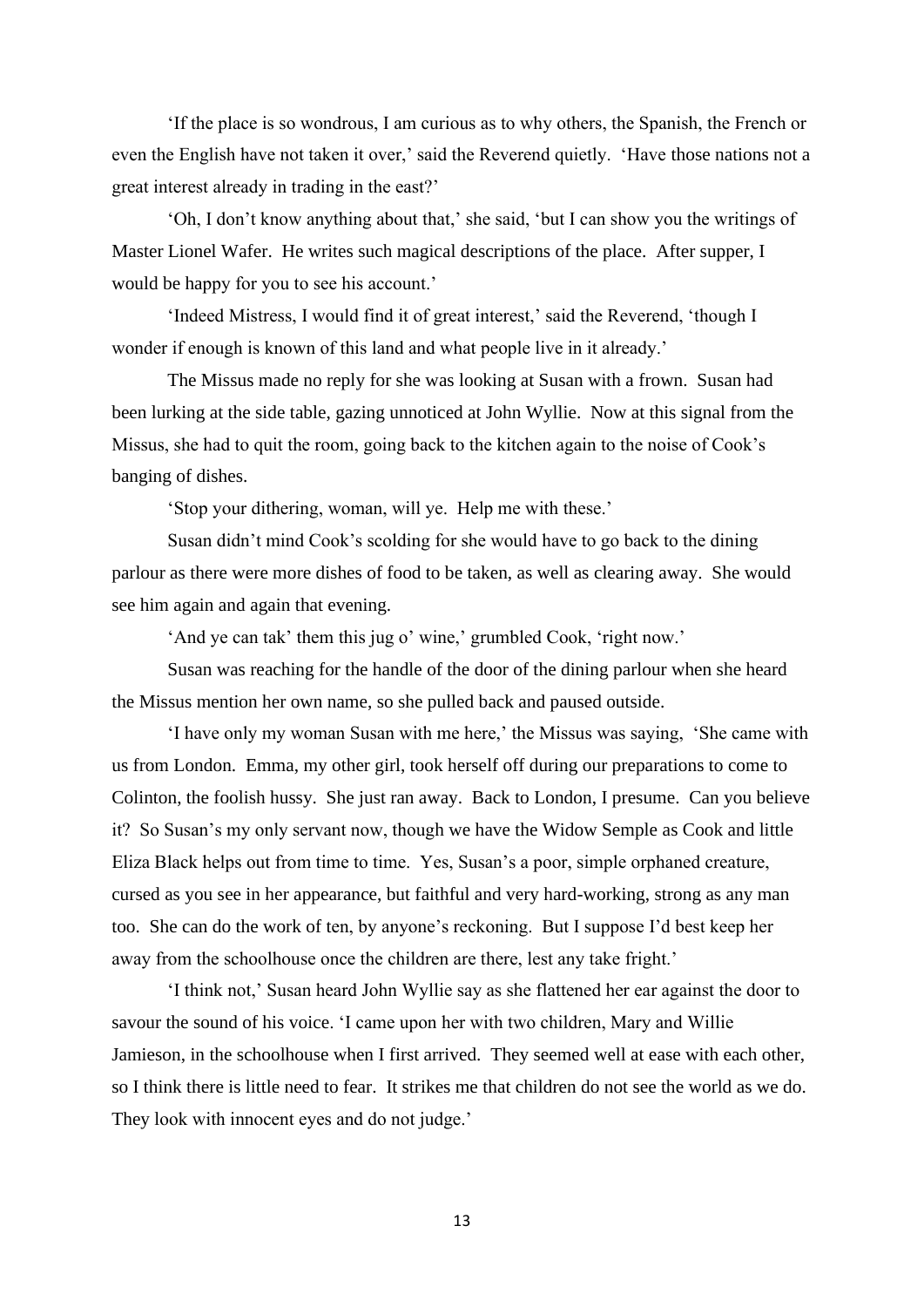'If the place is so wondrous, I am curious as to why others, the Spanish, the French or even the English have not taken it over,' said the Reverend quietly. 'Have those nations not a great interest already in trading in the east?'

'Oh, I don't know anything about that,' she said, 'but I can show you the writings of Master Lionel Wafer. He writes such magical descriptions of the place. After supper, I would be happy for you to see his account.'

'Indeed Mistress, I would find it of great interest,' said the Reverend, 'though I wonder if enough is known of this land and what people live in it already.'

The Missus made no reply for she was looking at Susan with a frown. Susan had been lurking at the side table, gazing unnoticed at John Wyllie. Now at this signal from the Missus, she had to quit the room, going back to the kitchen again to the noise of Cook's banging of dishes.

'Stop your dithering, woman, will ye. Help me with these.'

Susan didn't mind Cook's scolding for she would have to go back to the dining parlour as there were more dishes of food to be taken, as well as clearing away. She would see him again and again that evening.

'And ye can tak' them this jug o' wine,' grumbled Cook, 'right now.'

Susan was reaching for the handle of the door of the dining parlour when she heard the Missus mention her own name, so she pulled back and paused outside.

'I have only my woman Susan with me here,' the Missus was saying, 'She came with us from London. Emma, my other girl, took herself off during our preparations to come to Colinton, the foolish hussy. She just ran away. Back to London, I presume. Can you believe it? So Susan's my only servant now, though we have the Widow Semple as Cook and little Eliza Black helps out from time to time. Yes, Susan's a poor, simple orphaned creature, cursed as you see in her appearance, but faithful and very hard-working, strong as any man too. She can do the work of ten, by anyone's reckoning. But I suppose I'd best keep her away from the schoolhouse once the children are there, lest any take fright.'

'I think not,' Susan heard John Wyllie say as she flattened her ear against the door to savour the sound of his voice. 'I came upon her with two children, Mary and Willie Jamieson, in the schoolhouse when I first arrived. They seemed well at ease with each other, so I think there is little need to fear. It strikes me that children do not see the world as we do. They look with innocent eyes and do not judge.'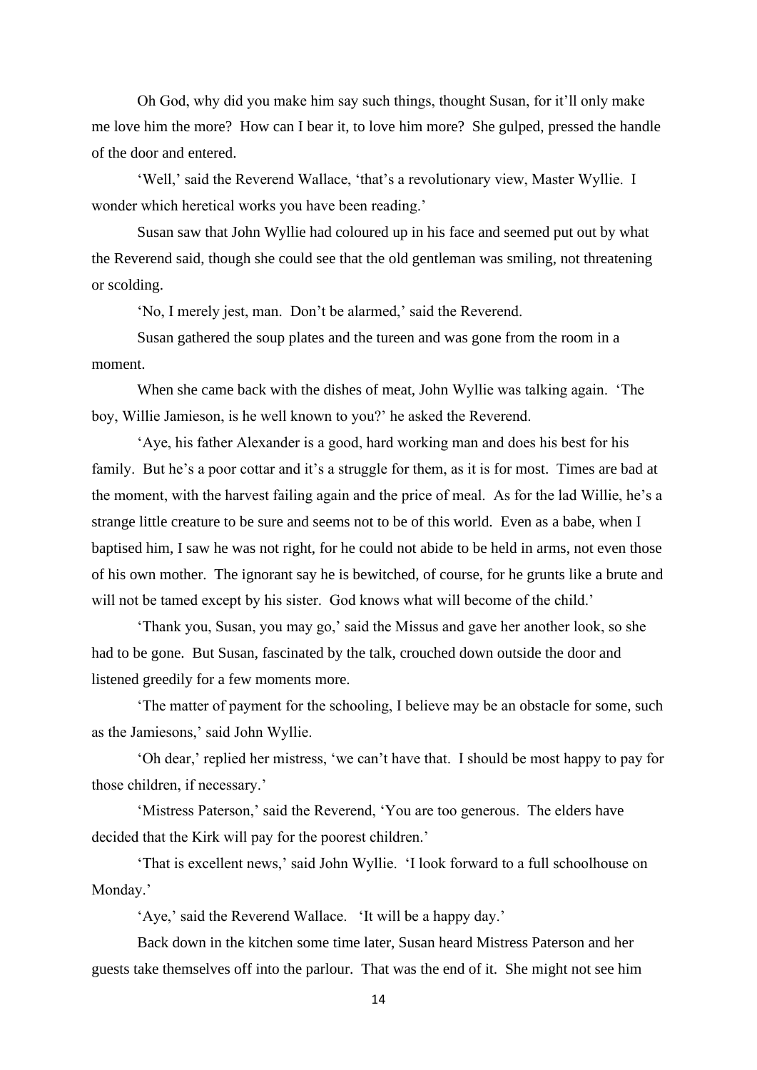Oh God, why did you make him say such things, thought Susan, for it'll only make me love him the more? How can I bear it, to love him more? She gulped, pressed the handle of the door and entered.

'Well,' said the Reverend Wallace, 'that's a revolutionary view, Master Wyllie. I wonder which heretical works you have been reading.'

Susan saw that John Wyllie had coloured up in his face and seemed put out by what the Reverend said, though she could see that the old gentleman was smiling, not threatening or scolding.

'No, I merely jest, man. Don't be alarmed,' said the Reverend.

Susan gathered the soup plates and the tureen and was gone from the room in a moment.

When she came back with the dishes of meat, John Wyllie was talking again. 'The boy, Willie Jamieson, is he well known to you?' he asked the Reverend.

'Aye, his father Alexander is a good, hard working man and does his best for his family. But he's a poor cottar and it's a struggle for them, as it is for most. Times are bad at the moment, with the harvest failing again and the price of meal. As for the lad Willie, he's a strange little creature to be sure and seems not to be of this world. Even as a babe, when I baptised him, I saw he was not right, for he could not abide to be held in arms, not even those of his own mother. The ignorant say he is bewitched, of course, for he grunts like a brute and will not be tamed except by his sister. God knows what will become of the child.'

'Thank you, Susan, you may go,' said the Missus and gave her another look, so she had to be gone. But Susan, fascinated by the talk, crouched down outside the door and listened greedily for a few moments more.

'The matter of payment for the schooling, I believe may be an obstacle for some, such as the Jamiesons,' said John Wyllie.

'Oh dear,' replied her mistress, 'we can't have that. I should be most happy to pay for those children, if necessary.'

'Mistress Paterson,' said the Reverend, 'You are too generous. The elders have decided that the Kirk will pay for the poorest children.'

'That is excellent news,' said John Wyllie. 'I look forward to a full schoolhouse on Monday.'

'Aye,' said the Reverend Wallace. 'It will be a happy day.'

Back down in the kitchen some time later, Susan heard Mistress Paterson and her guests take themselves off into the parlour. That was the end of it. She might not see him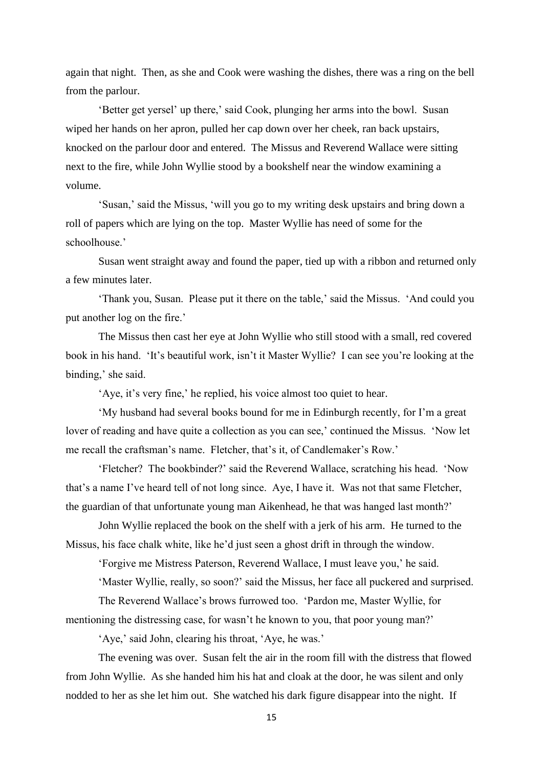again that night. Then, as she and Cook were washing the dishes, there was a ring on the bell from the parlour.

'Better get yersel' up there,' said Cook, plunging her arms into the bowl. Susan wiped her hands on her apron, pulled her cap down over her cheek, ran back upstairs, knocked on the parlour door and entered. The Missus and Reverend Wallace were sitting next to the fire, while John Wyllie stood by a bookshelf near the window examining a volume.

'Susan,' said the Missus, 'will you go to my writing desk upstairs and bring down a roll of papers which are lying on the top. Master Wyllie has need of some for the schoolhouse.'

Susan went straight away and found the paper, tied up with a ribbon and returned only a few minutes later.

'Thank you, Susan. Please put it there on the table,' said the Missus. 'And could you put another log on the fire.'

The Missus then cast her eye at John Wyllie who still stood with a small, red covered book in his hand. 'It's beautiful work, isn't it Master Wyllie? I can see you're looking at the binding,' she said.

'Aye, it's very fine,' he replied, his voice almost too quiet to hear.

'My husband had several books bound for me in Edinburgh recently, for I'm a great lover of reading and have quite a collection as you can see,' continued the Missus. 'Now let me recall the craftsman's name. Fletcher, that's it, of Candlemaker's Row.'

'Fletcher? The bookbinder?' said the Reverend Wallace, scratching his head. 'Now that's a name I've heard tell of not long since. Aye, I have it. Was not that same Fletcher, the guardian of that unfortunate young man Aikenhead, he that was hanged last month?'

John Wyllie replaced the book on the shelf with a jerk of his arm. He turned to the Missus, his face chalk white, like he'd just seen a ghost drift in through the window.

'Forgive me Mistress Paterson, Reverend Wallace, I must leave you,' he said.

'Master Wyllie, really, so soon?' said the Missus, her face all puckered and surprised.

The Reverend Wallace's brows furrowed too. 'Pardon me, Master Wyllie, for mentioning the distressing case, for wasn't he known to you, that poor young man?'

'Aye,' said John, clearing his throat, 'Aye, he was.'

The evening was over. Susan felt the air in the room fill with the distress that flowed from John Wyllie. As she handed him his hat and cloak at the door, he was silent and only nodded to her as she let him out. She watched his dark figure disappear into the night. If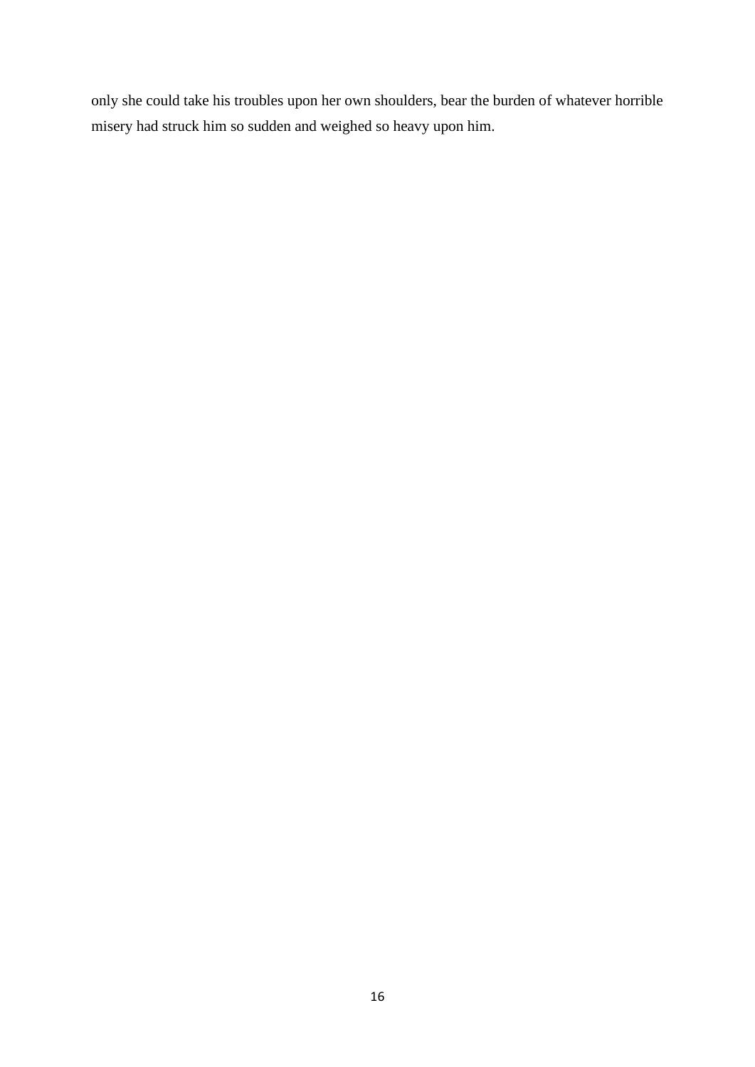only she could take his troubles upon her own shoulders, bear the burden of whatever horrible misery had struck him so sudden and weighed so heavy upon him.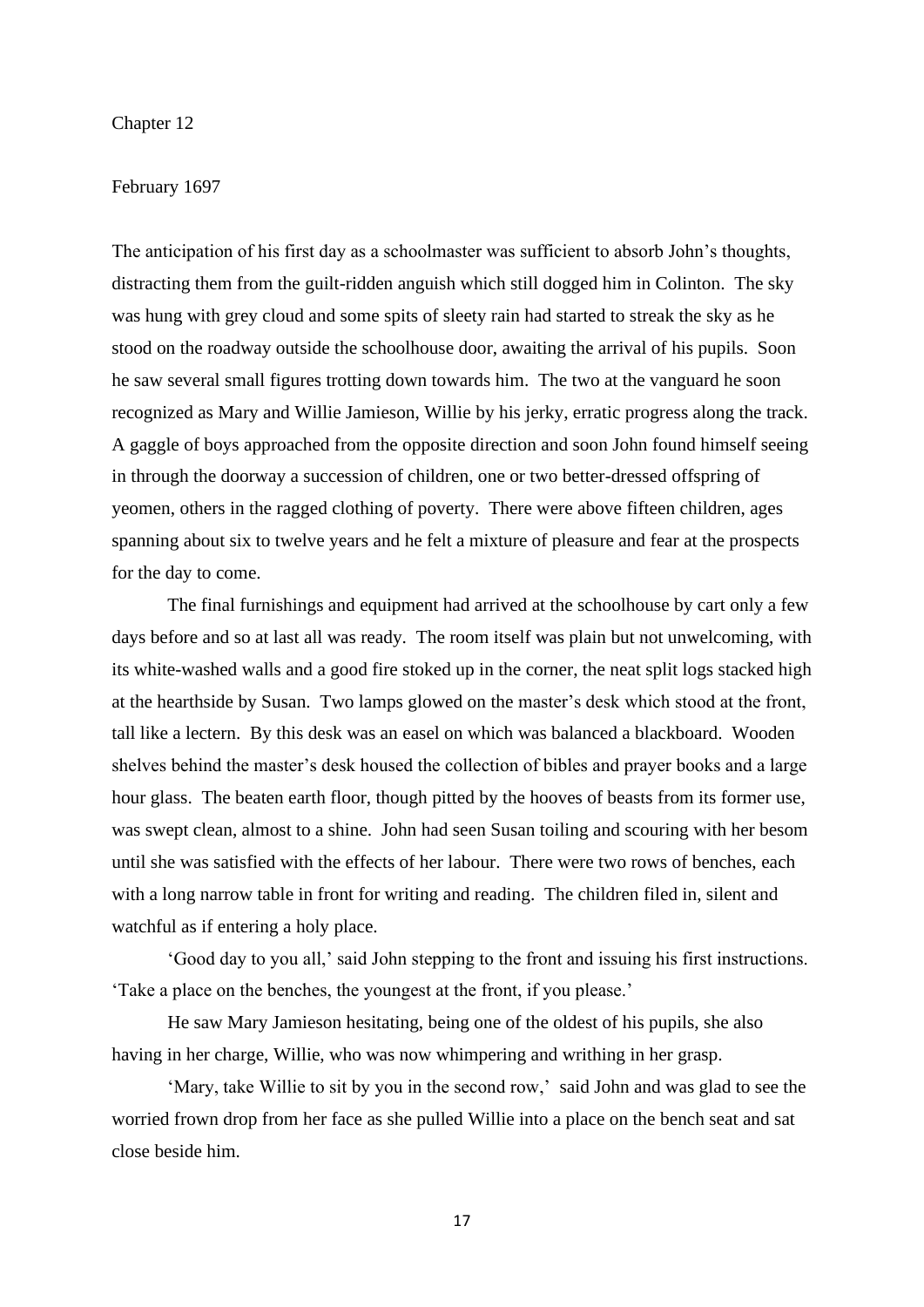# Chapter 12

February 1697

The anticipation of his first day as a schoolmaster was sufficient to absorb John's thoughts, distracting them from the guilt-ridden anguish which still dogged him in Colinton. The sky was hung with grey cloud and some spits of sleety rain had started to streak the sky as he stood on the roadway outside the schoolhouse door, awaiting the arrival of his pupils. Soon he saw several small figures trotting down towards him. The two at the vanguard he soon recognized as Mary and Willie Jamieson, Willie by his jerky, erratic progress along the track. A gaggle of boys approached from the opposite direction and soon John found himself seeing in through the doorway a succession of children, one or two better-dressed offspring of yeomen, others in the ragged clothing of poverty. There were above fifteen children, ages spanning about six to twelve years and he felt a mixture of pleasure and fear at the prospects for the day to come.

The final furnishings and equipment had arrived at the schoolhouse by cart only a few days before and so at last all was ready. The room itself was plain but not unwelcoming, with its white-washed walls and a good fire stoked up in the corner, the neat split logs stacked high at the hearthside by Susan. Two lamps glowed on the master's desk which stood at the front, tall like a lectern. By this desk was an easel on which was balanced a blackboard. Wooden shelves behind the master's desk housed the collection of bibles and prayer books and a large hour glass. The beaten earth floor, though pitted by the hooves of beasts from its former use, was swept clean, almost to a shine. John had seen Susan toiling and scouring with her besom until she was satisfied with the effects of her labour. There were two rows of benches, each with a long narrow table in front for writing and reading. The children filed in, silent and watchful as if entering a holy place.

'Good day to you all,' said John stepping to the front and issuing his first instructions. 'Take a place on the benches, the youngest at the front, if you please.'

He saw Mary Jamieson hesitating, being one of the oldest of his pupils, she also having in her charge, Willie, who was now whimpering and writhing in her grasp.

'Mary, take Willie to sit by you in the second row,' said John and was glad to see the worried frown drop from her face as she pulled Willie into a place on the bench seat and sat close beside him.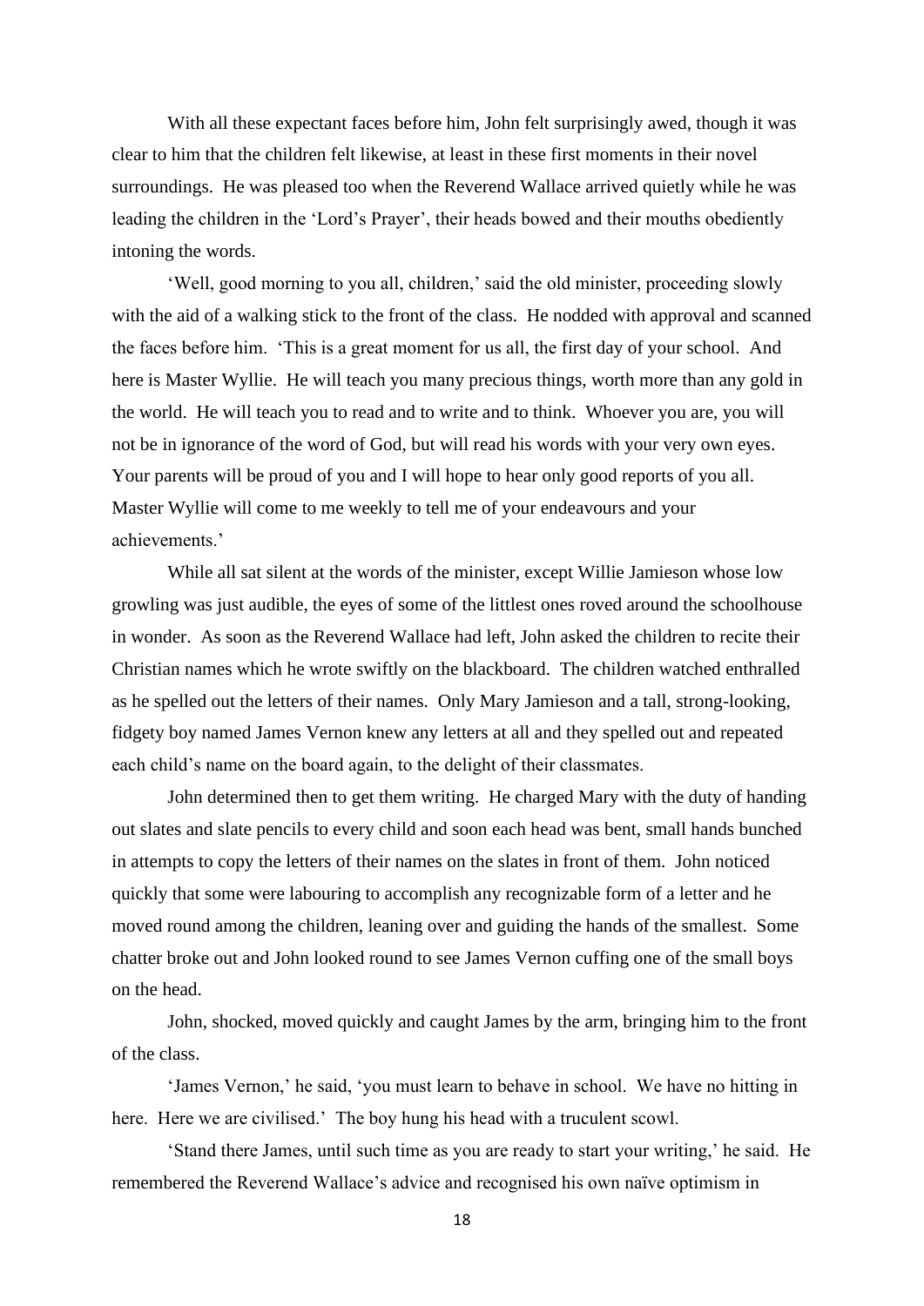With all these expectant faces before him, John felt surprisingly awed, though it was clear to him that the children felt likewise, at least in these first moments in their novel surroundings. He was pleased too when the Reverend Wallace arrived quietly while he was leading the children in the 'Lord's Prayer', their heads bowed and their mouths obediently intoning the words.

'Well, good morning to you all, children,' said the old minister, proceeding slowly with the aid of a walking stick to the front of the class. He nodded with approval and scanned the faces before him. 'This is a great moment for us all, the first day of your school. And here is Master Wyllie. He will teach you many precious things, worth more than any gold in the world. He will teach you to read and to write and to think. Whoever you are, you will not be in ignorance of the word of God, but will read his words with your very own eyes. Your parents will be proud of you and I will hope to hear only good reports of you all. Master Wyllie will come to me weekly to tell me of your endeavours and your achievements.'

While all sat silent at the words of the minister, except Willie Jamieson whose low growling was just audible, the eyes of some of the littlest ones roved around the schoolhouse in wonder. As soon as the Reverend Wallace had left, John asked the children to recite their Christian names which he wrote swiftly on the blackboard. The children watched enthralled as he spelled out the letters of their names. Only Mary Jamieson and a tall, strong-looking, fidgety boy named James Vernon knew any letters at all and they spelled out and repeated each child's name on the board again, to the delight of their classmates.

John determined then to get them writing. He charged Mary with the duty of handing out slates and slate pencils to every child and soon each head was bent, small hands bunched in attempts to copy the letters of their names on the slates in front of them. John noticed quickly that some were labouring to accomplish any recognizable form of a letter and he moved round among the children, leaning over and guiding the hands of the smallest. Some chatter broke out and John looked round to see James Vernon cuffing one of the small boys on the head.

John, shocked, moved quickly and caught James by the arm, bringing him to the front of the class.

'James Vernon,' he said, 'you must learn to behave in school. We have no hitting in here. Here we are civilised.' The boy hung his head with a truculent scowl.

'Stand there James, until such time as you are ready to start your writing,' he said. He remembered the Reverend Wallace's advice and recognised his own naïve optimism in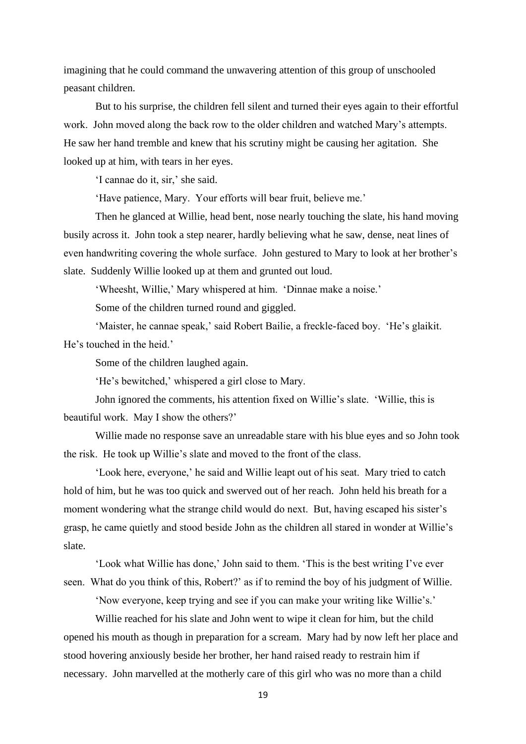imagining that he could command the unwavering attention of this group of unschooled peasant children.

But to his surprise, the children fell silent and turned their eyes again to their effortful work. John moved along the back row to the older children and watched Mary's attempts. He saw her hand tremble and knew that his scrutiny might be causing her agitation. She looked up at him, with tears in her eyes.

'I cannae do it, sir,' she said.

'Have patience, Mary. Your efforts will bear fruit, believe me.'

Then he glanced at Willie, head bent, nose nearly touching the slate, his hand moving busily across it. John took a step nearer, hardly believing what he saw, dense, neat lines of even handwriting covering the whole surface. John gestured to Mary to look at her brother's slate. Suddenly Willie looked up at them and grunted out loud.

'Wheesht, Willie,' Mary whispered at him. 'Dinnae make a noise.'

Some of the children turned round and giggled.

'Maister, he cannae speak,' said Robert Bailie, a freckle-faced boy. 'He's glaikit. He's touched in the heid.'

Some of the children laughed again.

'He's bewitched,' whispered a girl close to Mary.

John ignored the comments, his attention fixed on Willie's slate. 'Willie, this is beautiful work. May I show the others?'

Willie made no response save an unreadable stare with his blue eyes and so John took the risk. He took up Willie's slate and moved to the front of the class.

'Look here, everyone,' he said and Willie leapt out of his seat. Mary tried to catch hold of him, but he was too quick and swerved out of her reach. John held his breath for a moment wondering what the strange child would do next. But, having escaped his sister's grasp, he came quietly and stood beside John as the children all stared in wonder at Willie's slate.

'Look what Willie has done,' John said to them. 'This is the best writing I've ever seen. What do you think of this, Robert?' as if to remind the boy of his judgment of Willie.

'Now everyone, keep trying and see if you can make your writing like Willie's.'

Willie reached for his slate and John went to wipe it clean for him, but the child opened his mouth as though in preparation for a scream. Mary had by now left her place and stood hovering anxiously beside her brother, her hand raised ready to restrain him if necessary. John marvelled at the motherly care of this girl who was no more than a child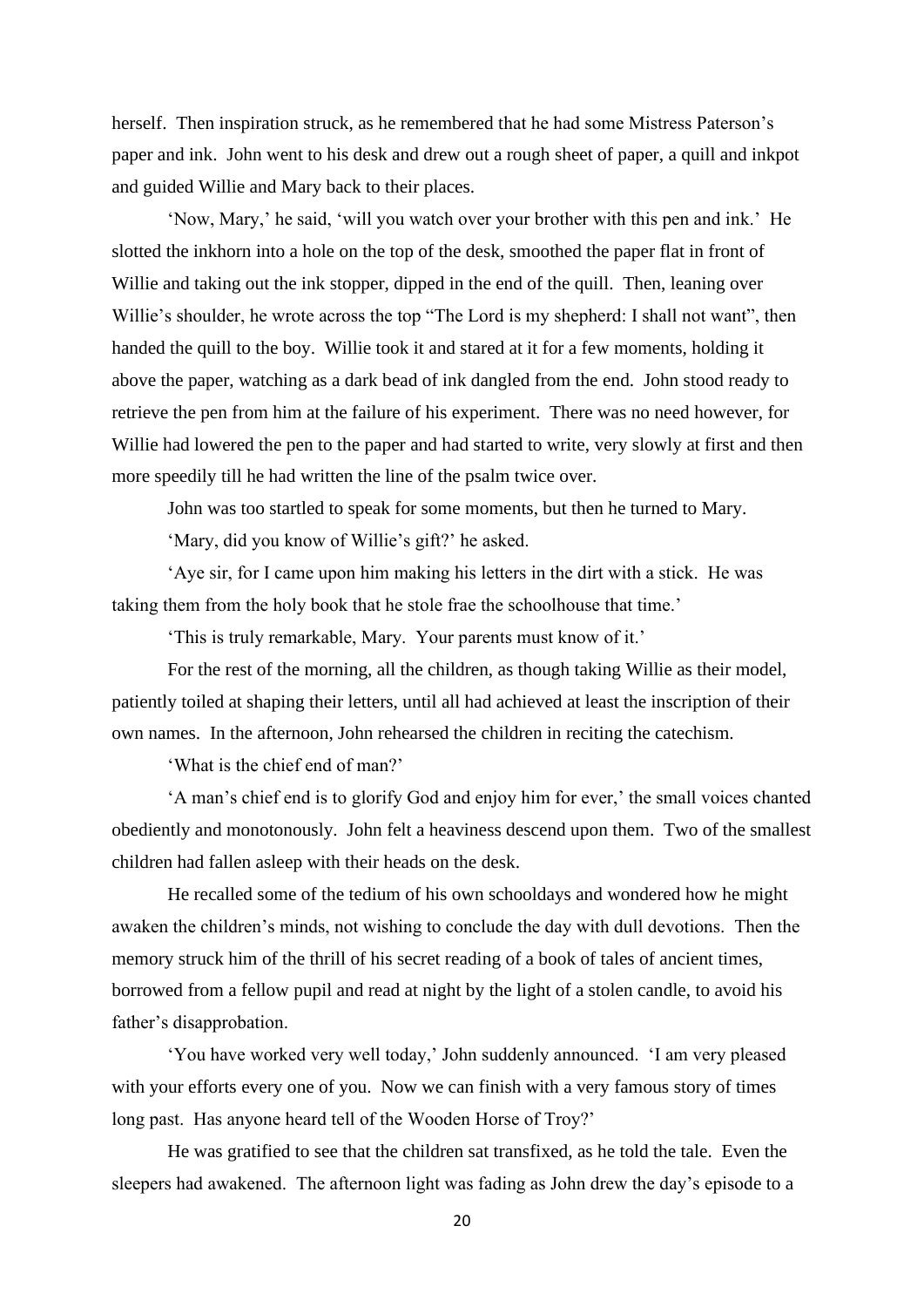herself. Then inspiration struck, as he remembered that he had some Mistress Paterson's paper and ink. John went to his desk and drew out a rough sheet of paper, a quill and inkpot and guided Willie and Mary back to their places.

'Now, Mary,' he said, 'will you watch over your brother with this pen and ink.' He slotted the inkhorn into a hole on the top of the desk, smoothed the paper flat in front of Willie and taking out the ink stopper, dipped in the end of the quill. Then, leaning over Willie's shoulder, he wrote across the top "The Lord is my shepherd: I shall not want", then handed the quill to the boy. Willie took it and stared at it for a few moments, holding it above the paper, watching as a dark bead of ink dangled from the end. John stood ready to retrieve the pen from him at the failure of his experiment. There was no need however, for Willie had lowered the pen to the paper and had started to write, very slowly at first and then more speedily till he had written the line of the psalm twice over.

John was too startled to speak for some moments, but then he turned to Mary.

'Mary, did you know of Willie's gift?' he asked.

'Aye sir, for I came upon him making his letters in the dirt with a stick. He was taking them from the holy book that he stole frae the schoolhouse that time.'

'This is truly remarkable, Mary. Your parents must know of it.'

For the rest of the morning, all the children, as though taking Willie as their model, patiently toiled at shaping their letters, until all had achieved at least the inscription of their own names. In the afternoon, John rehearsed the children in reciting the catechism.

'What is the chief end of man?'

'A man's chief end is to glorify God and enjoy him for ever,' the small voices chanted obediently and monotonously. John felt a heaviness descend upon them. Two of the smallest children had fallen asleep with their heads on the desk.

He recalled some of the tedium of his own schooldays and wondered how he might awaken the children's minds, not wishing to conclude the day with dull devotions. Then the memory struck him of the thrill of his secret reading of a book of tales of ancient times, borrowed from a fellow pupil and read at night by the light of a stolen candle, to avoid his father's disapprobation.

'You have worked very well today,' John suddenly announced. 'I am very pleased with your efforts every one of you. Now we can finish with a very famous story of times long past. Has anyone heard tell of the Wooden Horse of Troy?'

He was gratified to see that the children sat transfixed, as he told the tale. Even the sleepers had awakened. The afternoon light was fading as John drew the day's episode to a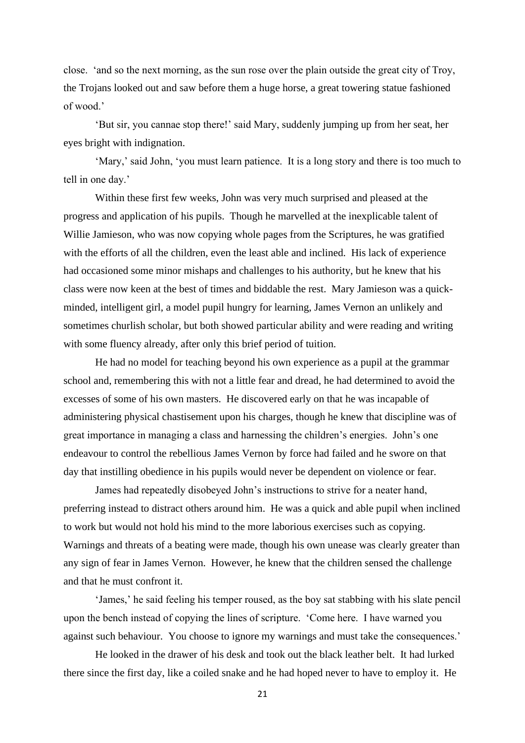close. 'and so the next morning, as the sun rose over the plain outside the great city of Troy, the Trojans looked out and saw before them a huge horse, a great towering statue fashioned of wood.'

'But sir, you cannae stop there!' said Mary, suddenly jumping up from her seat, her eyes bright with indignation.

'Mary,' said John, 'you must learn patience. It is a long story and there is too much to tell in one day.'

Within these first few weeks, John was very much surprised and pleased at the progress and application of his pupils. Though he marvelled at the inexplicable talent of Willie Jamieson, who was now copying whole pages from the Scriptures, he was gratified with the efforts of all the children, even the least able and inclined. His lack of experience had occasioned some minor mishaps and challenges to his authority, but he knew that his class were now keen at the best of times and biddable the rest. Mary Jamieson was a quick-minded, intelligent girl, a model pupil hungry for learning, James Vernon an unlikely and sometimes churlish scholar, but both showed particular ability and were reading and writing with some fluency already, after only this brief period of tuition.

He had no model for teaching beyond his own experience as a pupil at the grammar school and, remembering this with not a little fear and dread, he had determined to avoid the excesses of some of his own masters. He discovered early on that he was incapable of administering physical chastisement upon his charges, though he knew that discipline was of great importance in managing a class and harnessing the children's energies. John's one endeavour to control the rebellious James Vernon by force had failed and he swore on that day that instilling obedience in his pupils would never be dependent on violence or fear.

James had repeatedly disobeyed John's instructions to strive for a neater hand, preferring instead to distract others around him. He was a quick and able pupil when inclined to work but would not hold his mind to the more laborious exercises such as copying. Warnings and threats of a beating were made, though his own unease was clearly greater than any sign of fear in James Vernon. However, he knew that the children sensed the challenge and that he must confront it.

'James,' he said feeling his temper roused, as the boy sat stabbing with his slate pencil upon the bench instead of copying the lines of scripture. 'Come here. I have warned you against such behaviour. You choose to ignore my warnings and must take the consequences.'

He looked in the drawer of his desk and took out the black leather belt. It had lurked there since the first day, like a coiled snake and he had hoped never to have to employ it. He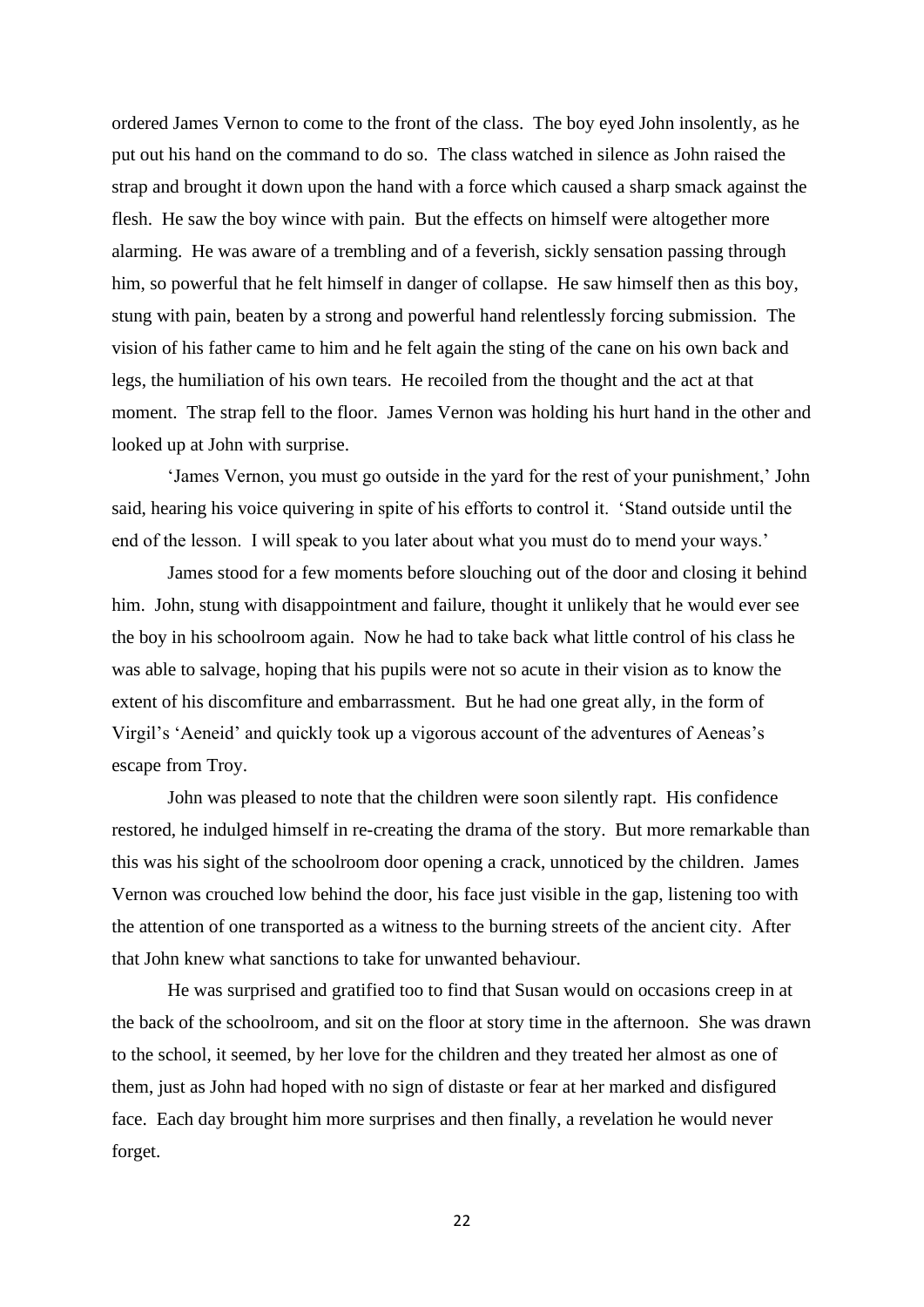ordered James Vernon to come to the front of the class. The boy eyed John insolently, as he put out his hand on the command to do so. The class watched in silence as John raised the strap and brought it down upon the hand with a force which caused a sharp smack against the flesh. He saw the boy wince with pain. But the effects on himself were altogether more alarming. He was aware of a trembling and of a feverish, sickly sensation passing through him, so powerful that he felt himself in danger of collapse. He saw himself then as this boy, stung with pain, beaten by a strong and powerful hand relentlessly forcing submission. The vision of his father came to him and he felt again the sting of the cane on his own back and legs, the humiliation of his own tears. He recoiled from the thought and the act at that moment. The strap fell to the floor. James Vernon was holding his hurt hand in the other and looked up at John with surprise.

'James Vernon, you must go outside in the yard for the rest of your punishment,' John said, hearing his voice quivering in spite of his efforts to control it. 'Stand outside until the end of the lesson. I will speak to you later about what you must do to mend your ways.'

James stood for a few moments before slouching out of the door and closing it behind him. John, stung with disappointment and failure, thought it unlikely that he would ever see the boy in his schoolroom again. Now he had to take back what little control of his class he was able to salvage, hoping that his pupils were not so acute in their vision as to know the extent of his discomfiture and embarrassment. But he had one great ally, in the form of Virgil's 'Aeneid' and quickly took up a vigorous account of the adventures of Aeneas's escape from Troy.

John was pleased to note that the children were soon silently rapt. His confidence restored, he indulged himself in re-creating the drama of the story. But more remarkable than this was his sight of the schoolroom door opening a crack, unnoticed by the children. James Vernon was crouched low behind the door, his face just visible in the gap, listening too with the attention of one transported as a witness to the burning streets of the ancient city. After that John knew what sanctions to take for unwanted behaviour.

He was surprised and gratified too to find that Susan would on occasions creep in at the back of the schoolroom, and sit on the floor at story time in the afternoon. She was drawn to the school, it seemed, by her love for the children and they treated her almost as one of them, just as John had hoped with no sign of distaste or fear at her marked and disfigured face. Each day brought him more surprises and then finally, a revelation he would never forget.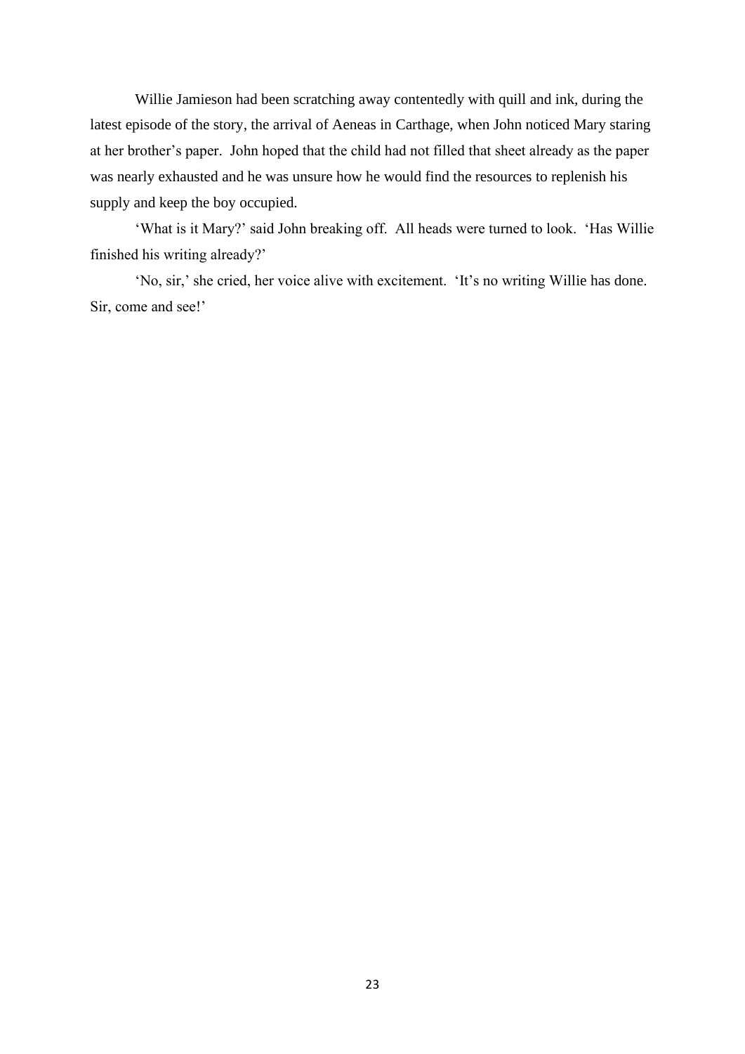Willie Jamieson had been scratching away contentedly with quill and ink, during the latest episode of the story, the arrival of Aeneas in Carthage, when John noticed Mary staring at her brother's paper. John hoped that the child had not filled that sheet already as the paper was nearly exhausted and he was unsure how he would find the resources to replenish his supply and keep the boy occupied.

'What is it Mary?' said John breaking off. All heads were turned to look. 'Has Willie finished his writing already?'

'No, sir,' she cried, her voice alive with excitement. 'It's no writing Willie has done. Sir, come and see!'